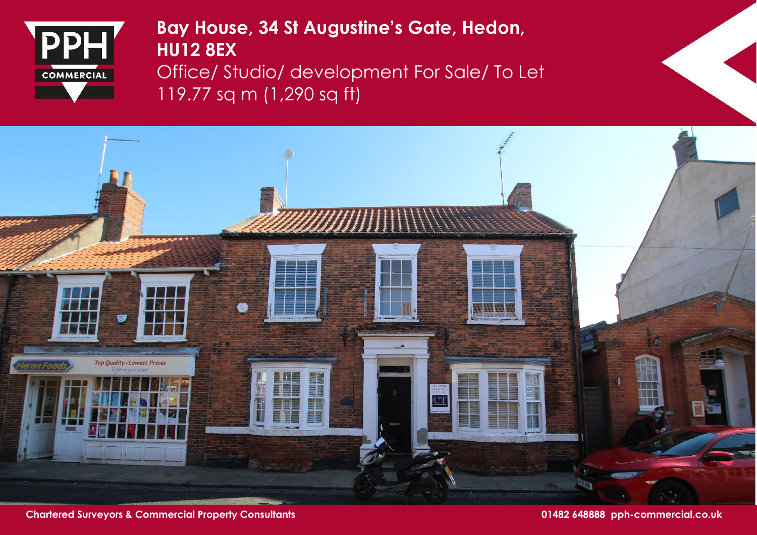# Bay House, 34 St Augustine's Gate, Hedon, HU12 8EX

Office/ Studio/ development For Sale/ To Let

119.77 sq m (1,290 sq ft)

Chartered Surveyors & Commercial Property Consultants

01482 648888 pph-commercial.co.uk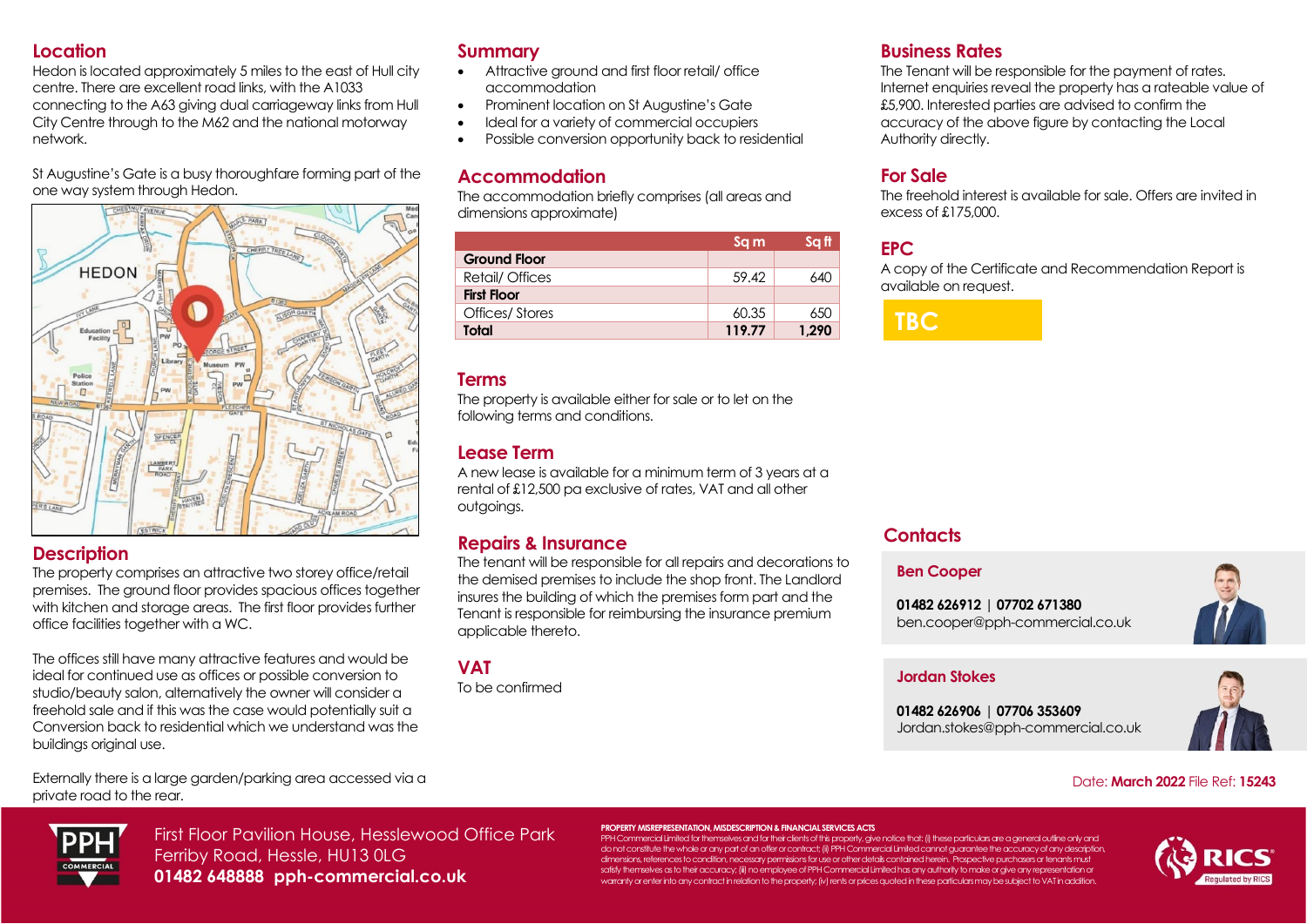## Location

Hedon is located approximately 5 miles to the east of Hull city centre. There are excellent road links, with the A1033 connecting to the A63 giving dual carriageway links from Hull City Centre through to the M62 and the national motorway network.

St Augustine's Gate is a busy thoroughfare forming part of the one way system through Hedon.

## Description

The property comprises an attractive two storey office/retail premises. The ground floor provides spacious offices together with kitchen and storage areas. The first floor provides further office facilities together with a WC.

The offices still have many attractive features and would be ideal for continued use as offices or possible conversion to studio/beauty salon, alternatively the owner will consider a freehold sale and if this was the case would potentially suit a Conversion back to residential which we understand was the buildings original use.

Externally there is a large garden/parking area accessed via a private road to the rear.

## Summary

- Attractive ground and first floor retail/ office accommodation
- Prominent location on St Augustine's Gate
- Ideal for a variety of commercial occupiers
- Possible conversion opportunity back to residential

## Accommodation

The accommodation briefly comprises (all areas and dimensions approximate)

| | Sq m | Sq ft |
|---|---|---|
| **Ground Floor** | | |
| Retail/ Offices | 59.42 | 640 |
| **First Floor** | | |
| Offices/ Stores | 60.35 | 650 |
| **Total** | **119.77** | **1,290** |

## Terms

The property is available either for sale or to let on the following terms and conditions.

## Lease Term

A new lease is available for a minimum term of 3 years at a rental of £12,500 pa exclusive of rates, VAT and all other outgoings.

## Repairs & Insurance

The tenant will be responsible for all repairs and decorations to the demised premises to include the shop front. The Landlord insures the building of which the premises form part and the Tenant is responsible for reimbursing the insurance premium applicable thereto.

## VAT

To be confirmed

## Business Rates

The Tenant will be responsible for the payment of rates. Internet enquiries reveal the property has a rateable value of £5,900. Interested parties are advised to confirm the accuracy of the above figure by contacting the Local Authority directly.

## For Sale

The freehold interest is available for sale. Offers are invited in excess of £175,000.

## EPC

A copy of the Certificate and Recommendation Report is available on request.

**TBC**

## Contacts

**Ben Cooper**

**01482 626912 | 07702 671380**
ben.cooper@pph-commercial.co.uk

**Jordan Stokes**

**01482 626906 | 07706 353609**
Jordan.stokes@pph-commercial.co.uk

Date: **March 2022** File Ref: **15243**

First Floor Pavilion House, Hesslewood Office Park
Ferriby Road, Hessle, HU13 0LG
**01482 648888 pph-commercial.co.uk**

**PROPERTY MISREPRESENTATION, MISDESCRIPTION & FINANCIAL SERVICES ACTS**
PPH Commercial Limited for themselves and for their clients of this property, give notice that: (i) these particulars are a general outline only and do not constitute the whole or any part of an offer or contract; (ii) PPH Commercial Limited cannot guarantee the accuracy of any description, dimensions, references to condition, necessary permissions for use or other details contained herein. Prospective purchasers or tenants must satisfy themselves as to their accuracy; (iii) no employee of PPH Commercial Limited has any authority to make or give any representation or warranty or enter into any contract in relation to the property; (iv) rents or prices quoted in these particulars may be subject to VAT in addition.